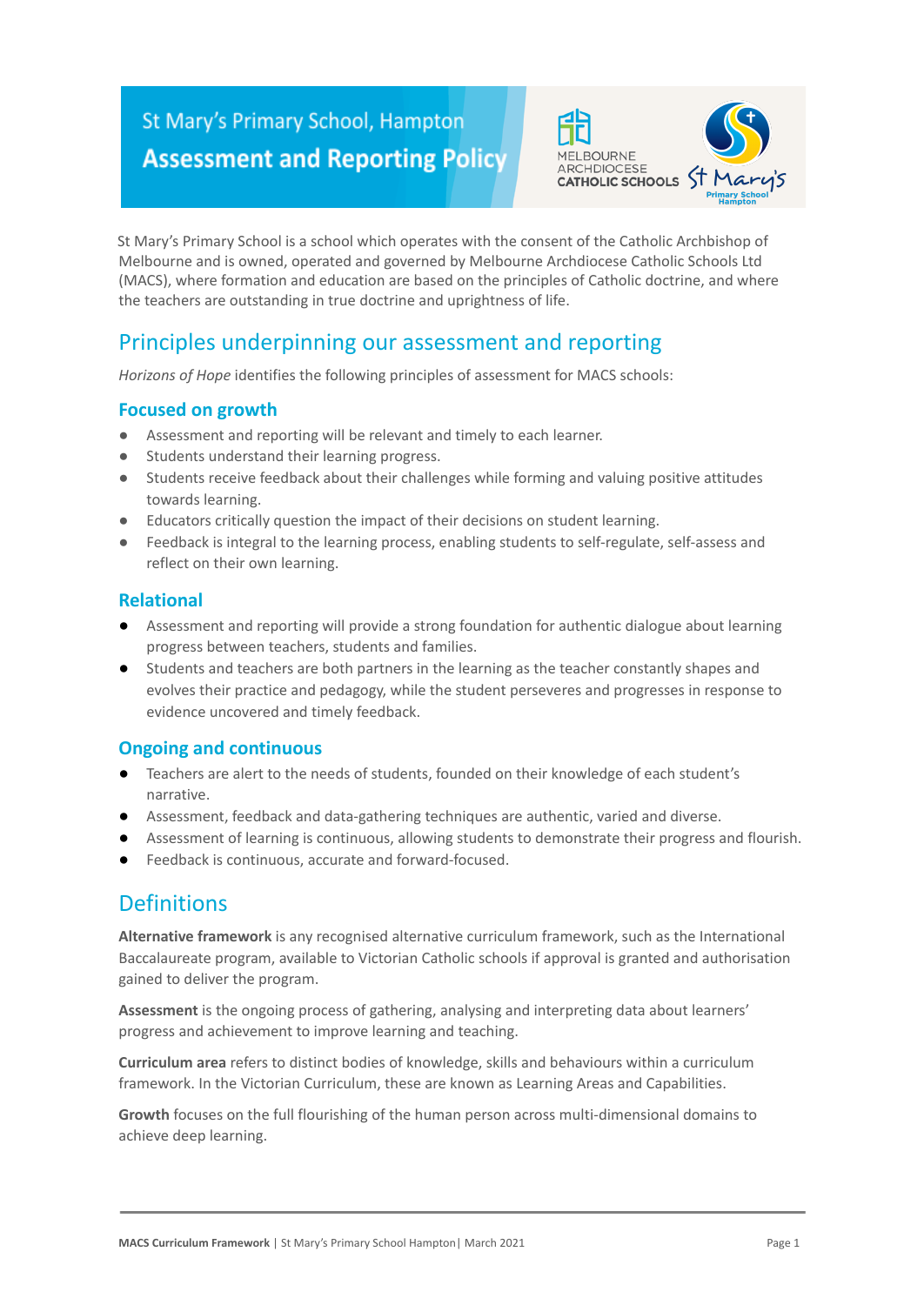# St Mary's Primary School, Hampton
# Assessment and Reporting Policy

St Mary's Primary School is a school which operates with the consent of the Catholic Archbishop of Melbourne and is owned, operated and governed by Melbourne Archdiocese Catholic Schools Ltd (MACS), where formation and education are based on the principles of Catholic doctrine, and where the teachers are outstanding in true doctrine and uprightness of life.

## Principles underpinning our assessment and reporting

*Horizons of Hope* identifies the following principles of assessment for MACS schools:

### Focused on growth

- Assessment and reporting will be relevant and timely to each learner.
- Students understand their learning progress.
- Students receive feedback about their challenges while forming and valuing positive attitudes towards learning.
- Educators critically question the impact of their decisions on student learning.
- Feedback is integral to the learning process, enabling students to self-regulate, self-assess and reflect on their own learning.

### Relational

- Assessment and reporting will provide a strong foundation for authentic dialogue about learning progress between teachers, students and families.
- Students and teachers are both partners in the learning as the teacher constantly shapes and evolves their practice and pedagogy, while the student perseveres and progresses in response to evidence uncovered and timely feedback.

### Ongoing and continuous

- Teachers are alert to the needs of students, founded on their knowledge of each student's narrative.
- Assessment, feedback and data-gathering techniques are authentic, varied and diverse.
- Assessment of learning is continuous, allowing students to demonstrate their progress and flourish.
- Feedback is continuous, accurate and forward-focused.

## Definitions

**Alternative framework** is any recognised alternative curriculum framework, such as the International Baccalaureate program, available to Victorian Catholic schools if approval is granted and authorisation gained to deliver the program.

**Assessment** is the ongoing process of gathering, analysing and interpreting data about learners' progress and achievement to improve learning and teaching.

**Curriculum area** refers to distinct bodies of knowledge, skills and behaviours within a curriculum framework. In the Victorian Curriculum, these are known as Learning Areas and Capabilities.

**Growth** focuses on the full flourishing of the human person across multi-dimensional domains to achieve deep learning.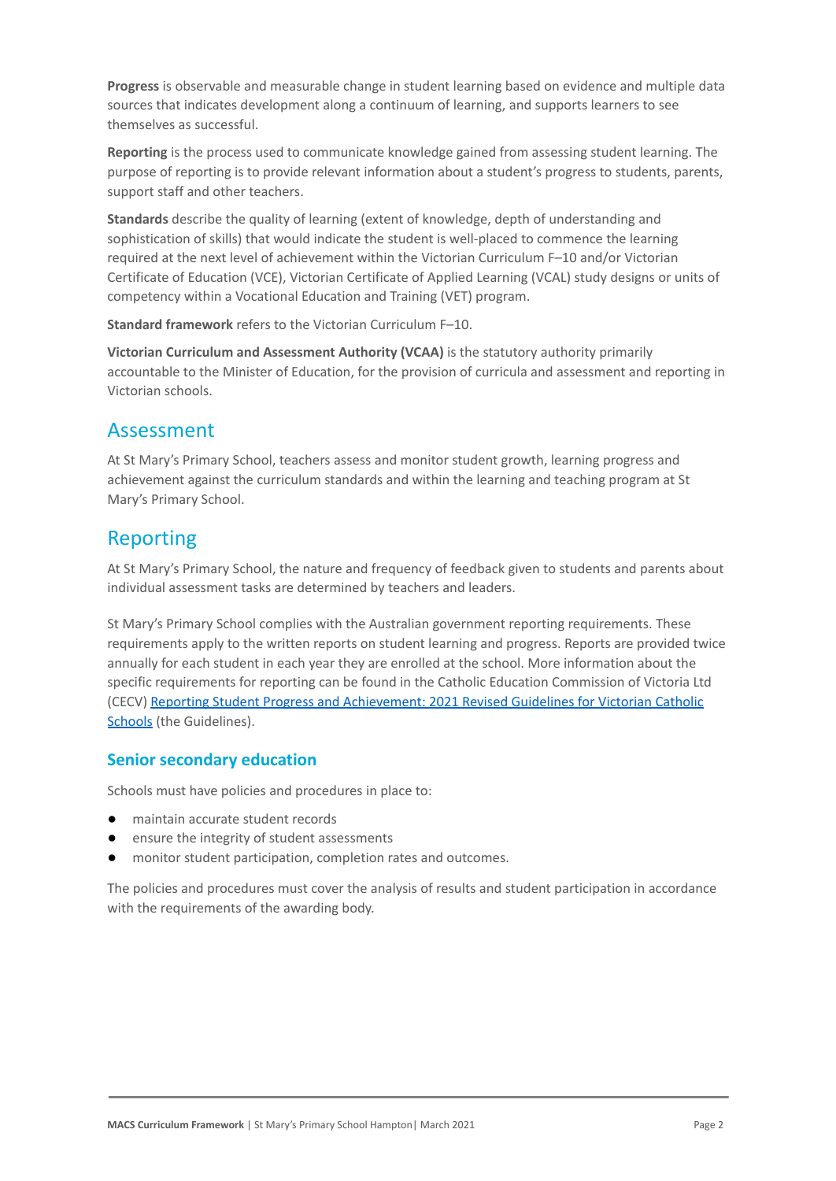**Progress** is observable and measurable change in student learning based on evidence and multiple data sources that indicates development along a continuum of learning, and supports learners to see themselves as successful.

**Reporting** is the process used to communicate knowledge gained from assessing student learning. The purpose of reporting is to provide relevant information about a student's progress to students, parents, support staff and other teachers.

**Standards** describe the quality of learning (extent of knowledge, depth of understanding and sophistication of skills) that would indicate the student is well-placed to commence the learning required at the next level of achievement within the Victorian Curriculum F–10 and/or Victorian Certificate of Education (VCE), Victorian Certificate of Applied Learning (VCAL) study designs or units of competency within a Vocational Education and Training (VET) program.

**Standard framework** refers to the Victorian Curriculum F–10.

**Victorian Curriculum and Assessment Authority (VCAA)** is the statutory authority primarily accountable to the Minister of Education, for the provision of curricula and assessment and reporting in Victorian schools.

## Assessment

At St Mary's Primary School, teachers assess and monitor student growth, learning progress and achievement against the curriculum standards and within the learning and teaching program at St Mary's Primary School.

## Reporting

At St Mary's Primary School, the nature and frequency of feedback given to students and parents about individual assessment tasks are determined by teachers and leaders.

St Mary's Primary School complies with the Australian government reporting requirements. These requirements apply to the written reports on student learning and progress. Reports are provided twice annually for each student in each year they are enrolled at the school. More information about the specific requirements for reporting can be found in the Catholic Education Commission of Victoria Ltd (CECV) Reporting Student Progress and Achievement: 2021 Revised Guidelines for Victorian Catholic Schools (the Guidelines).

### Senior secondary education

Schools must have policies and procedures in place to:

- maintain accurate student records
- ensure the integrity of student assessments
- monitor student participation, completion rates and outcomes.

The policies and procedures must cover the analysis of results and student participation in accordance with the requirements of the awarding body.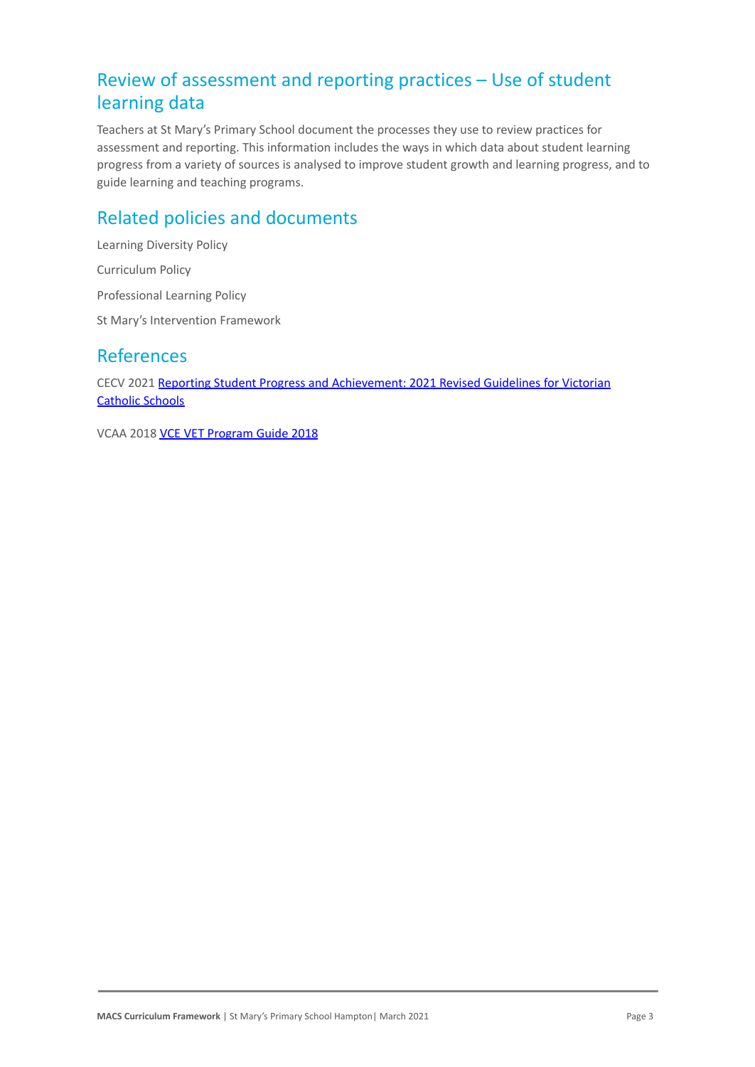## Review of assessment and reporting practices – Use of student learning data

Teachers at St Mary's Primary School document the processes they use to review practices for assessment and reporting. This information includes the ways in which data about student learning progress from a variety of sources is analysed to improve student growth and learning progress, and to guide learning and teaching programs.

## Related policies and documents

Learning Diversity Policy

Curriculum Policy

Professional Learning Policy

St Mary's Intervention Framework

## References

CECV 2021 Reporting Student Progress and Achievement: 2021 Revised Guidelines for Victorian Catholic Schools

VCAA 2018 VCE VET Program Guide 2018